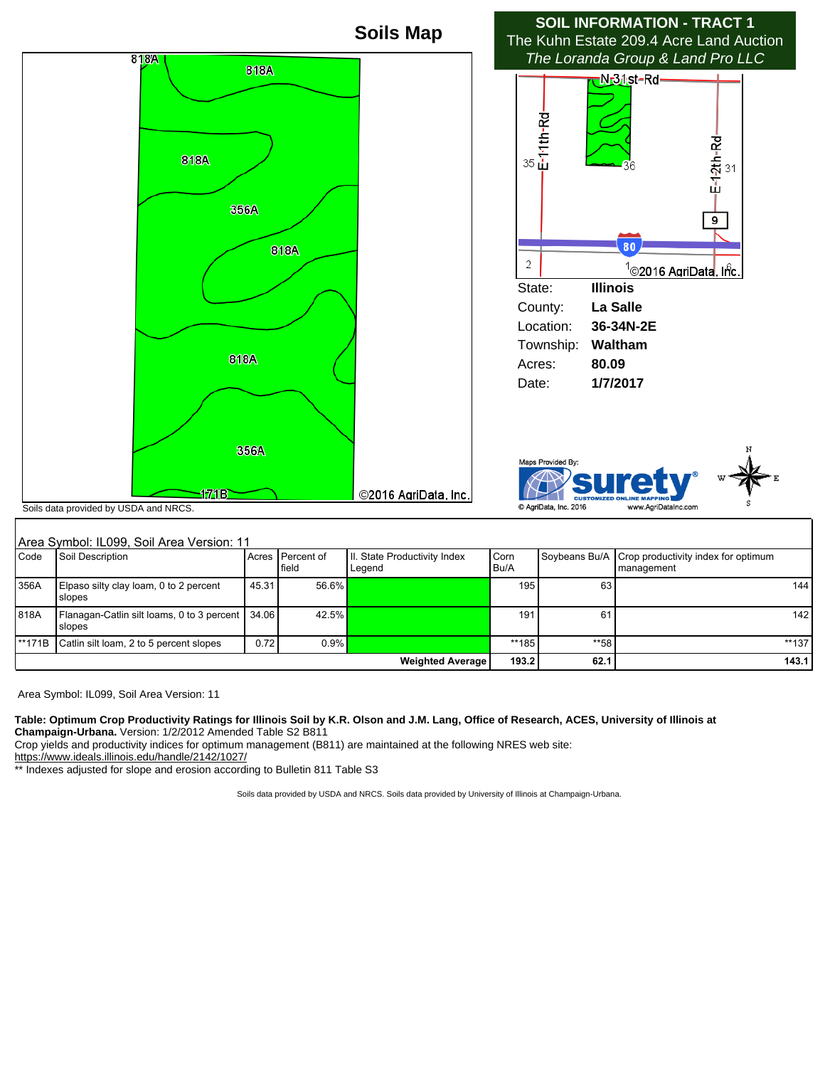# Soils Map

**SOIL INFORMATION - TRACT 1**
The Kuhn Estate 209.4 Acre Land Auction
*The Loranda Group & Land Pro LLC*

818A
818A
818A
356A
818A
818A
356A
171B
©2016 AgriData, Inc.

Soils data provided by USDA and NRCS.

N 31st Rd
E 11th Rd
E 12th Rd
35 36 31
9
80
2 1 6
©2016 AgriData, Inc.

| | |
|---|---|
| State: | **Illinois** |
| County: | **La Salle** |
| Location: | **36-34N-2E** |
| Township: | **Waltham** |
| Acres: | **80.09** |
| Date: | **1/7/2017** |

Maps Provided By: surety® CUSTOMIZED ONLINE MAPPING
© AgriData, Inc. 2016 www.AgriDataInc.com

Area Symbol: IL099, Soil Area Version: 11

| Code | Soil Description | Acres | Percent of field | Il. State Productivity Index Legend | Corn Bu/A | Soybeans Bu/A | Crop productivity index for optimum management |
|---|---|---|---|---|---|---|---|
| 356A | Elpaso silty clay loam, 0 to 2 percent slopes | 45.31 | 56.6% | | 195 | 63 | 144 |
| 818A | Flanagan-Catlin silt loams, 0 to 3 percent slopes | 34.06 | 42.5% | | 191 | 61 | 142 |
| **171B | Catlin silt loam, 2 to 5 percent slopes | 0.72 | 0.9% | | **185 | **58 | **137 |
| | | | | **Weighted Average** | **193.2** | **62.1** | **143.1** |

Area Symbol: IL099, Soil Area Version: 11

**Table: Optimum Crop Productivity Ratings for Illinois Soil by K.R. Olson and J.M. Lang, Office of Research, ACES, University of Illinois at Champaign-Urbana.** Version: 1/2/2012 Amended Table S2 B811
Crop yields and productivity indices for optimum management (B811) are maintained at the following NRES web site:
https://www.ideals.illinois.edu/handle/2142/1027/
** Indexes adjusted for slope and erosion according to Bulletin 811 Table S3

Soils data provided by USDA and NRCS. Soils data provided by University of Illinois at Champaign-Urbana.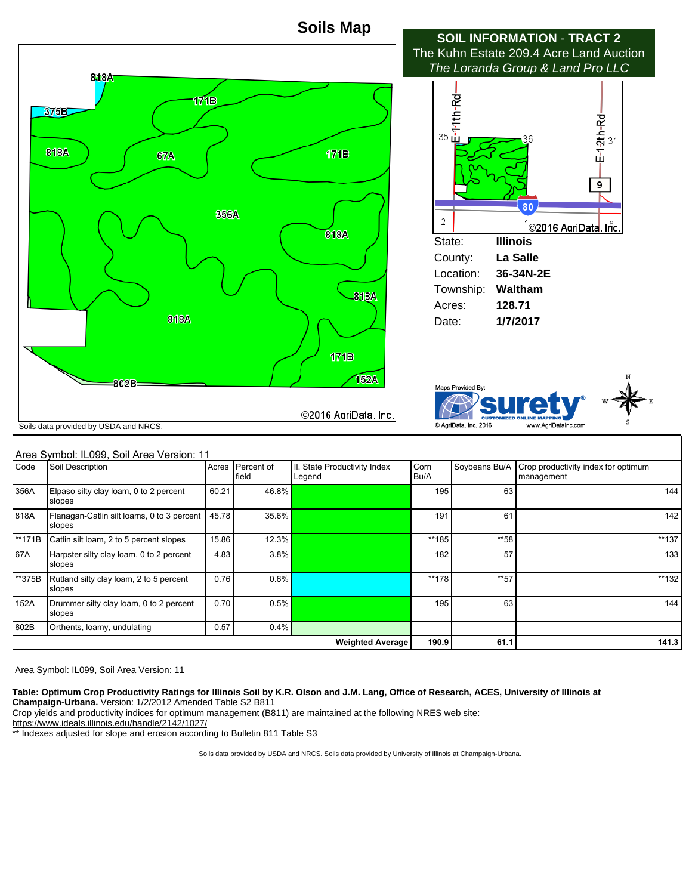# Soils Map

818A
375B
171B
818A
67A
171B
356A
818A
818A
818A
171B
152A
802B
©2016 AgriData, Inc.

Soils data provided by USDA and NRCS.

**SOIL INFORMATION - TRACT 2**
The Kuhn Estate 209.4 Acre Land Auction
*The Loranda Group & Land Pro LLC*

E-11th-Rd
E-12th-Rd
35
36
31
9
80
2
1
6
©2016 AgriData, Inc.

State: **Illinois**
County: **La Salle**
Location: **36-34N-2E**
Township: **Waltham**
Acres: **128.71**
Date: **1/7/2017**

Maps Provided By:
surety®
CUSTOMIZED ONLINE MAPPING
© AgriData, Inc. 2016
www.AgriDataInc.com

Area Symbol: IL099, Soil Area Version: 11

| Code | Soil Description | Acres | Percent of field | Il. State Productivity Index Legend | Corn Bu/A | Soybeans Bu/A | Crop productivity index for optimum management |
|---|---|---|---|---|---|---|---|
| 356A | Elpaso silty clay loam, 0 to 2 percent slopes | 60.21 | 46.8% | | 195 | 63 | 144 |
| 818A | Flanagan-Catlin silt loams, 0 to 3 percent slopes | 45.78 | 35.6% | | 191 | 61 | 142 |
| **171B | Catlin silt loam, 2 to 5 percent slopes | 15.86 | 12.3% | | **185 | **58 | **137 |
| 67A | Harpster silty clay loam, 0 to 2 percent slopes | 4.83 | 3.8% | | 182 | 57 | 133 |
| **375B | Rutland silty clay loam, 2 to 5 percent slopes | 0.76 | 0.6% | | **178 | **57 | **132 |
| 152A | Drummer silty clay loam, 0 to 2 percent slopes | 0.70 | 0.5% | | 195 | 63 | 144 |
| 802B | Orthents, loamy, undulating | 0.57 | 0.4% | | | | |
| | | | | **Weighted Average** | **190.9** | **61.1** | **141.3** |

Area Symbol: IL099, Soil Area Version: 11

**Table: Optimum Crop Productivity Ratings for Illinois Soil by K.R. Olson and J.M. Lang, Office of Research, ACES, University of Illinois at Champaign-Urbana.** Version: 1/2/2012 Amended Table S2 B811
Crop yields and productivity indices for optimum management (B811) are maintained at the following NRES web site:
https://www.ideals.illinois.edu/handle/2142/1027/
** Indexes adjusted for slope and erosion according to Bulletin 811 Table S3

Soils data provided by USDA and NRCS. Soils data provided by University of Illinois at Champaign-Urbana.